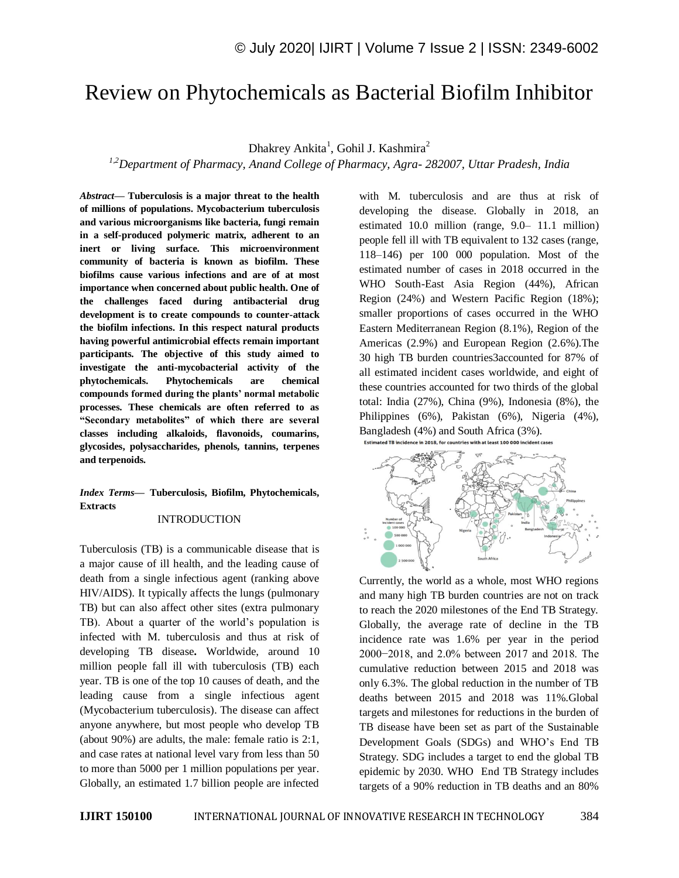# Review on Phytochemicals as Bacterial Biofilm Inhibitor

Dhakrey Ankita[1], Gohil J. Kashmira[2]

[1,2]*Department of Pharmacy, Anand College of Pharmacy, Agra- 282007, Uttar Pradesh, India*

***Abstract*— Tuberculosis is a major threat to the health of millions of populations. Mycobacterium tuberculosis and various microorganisms like bacteria, fungi remain in a self-produced polymeric matrix, adherent to an inert or living surface. This microenvironment community of bacteria is known as biofilm. These biofilms cause various infections and are of at most importance when concerned about public health. One of the challenges faced during antibacterial drug development is to create compounds to counter-attack the biofilm infections. In this respect natural products having powerful antimicrobial effects remain important participants. The objective of this study aimed to investigate the anti-mycobacterial activity of the phytochemicals. Phytochemicals are chemical compounds formed during the plants' normal metabolic processes. These chemicals are often referred to as "Secondary metabolites" of which there are several classes including alkaloids, flavonoids, coumarins, glycosides, polysaccharides, phenols, tannins, terpenes and terpenoids.**

***Index Terms*— Tuberculosis, Biofilm, Phytochemicals, Extracts**

## INTRODUCTION

Tuberculosis (TB) is a communicable disease that is a major cause of ill health, and the leading cause of death from a single infectious agent (ranking above HIV/AIDS). It typically affects the lungs (pulmonary TB) but can also affect other sites (extra pulmonary TB). About a quarter of the world's population is infected with M. tuberculosis and thus at risk of developing TB disease**.** Worldwide, around 10 million people fall ill with tuberculosis (TB) each year. TB is one of the top 10 causes of death, and the leading cause from a single infectious agent (Mycobacterium tuberculosis). The disease can affect anyone anywhere, but most people who develop TB (about 90%) are adults, the male: female ratio is 2:1, and case rates at national level vary from less than 50 to more than 5000 per 1 million populations per year. Globally, an estimated 1.7 billion people are infected with M. tuberculosis and are thus at risk of developing the disease. Globally in 2018, an estimated 10.0 million (range, 9.0– 11.1 million) people fell ill with TB equivalent to 132 cases (range, 118–146) per 100 000 population. Most of the estimated number of cases in 2018 occurred in the WHO South-East Asia Region (44%), African Region (24%) and Western Pacific Region (18%); smaller proportions of cases occurred in the WHO Eastern Mediterranean Region (8.1%), Region of the Americas (2.9%) and European Region (2.6%).The 30 high TB burden countries3accounted for 87% of all estimated incident cases worldwide, and eight of these countries accounted for two thirds of the global total: India (27%), China (9%), Indonesia (8%), the Philippines (6%), Pakistan (6%), Nigeria (4%), Bangladesh (4%) and South Africa (3%).

Estimated TB incidence in 2018, for countries with at least 100 000 incident cases

Currently, the world as a whole, most WHO regions and many high TB burden countries are not on track to reach the 2020 milestones of the End TB Strategy. Globally, the average rate of decline in the TB incidence rate was 1.6% per year in the period 2000−2018, and 2.0% between 2017 and 2018. The cumulative reduction between 2015 and 2018 was only 6.3%. The global reduction in the number of TB deaths between 2015 and 2018 was 11%.Global targets and milestones for reductions in the burden of TB disease have been set as part of the Sustainable Development Goals (SDGs) and WHO's End TB Strategy. SDG includes a target to end the global TB epidemic by 2030. WHO End TB Strategy includes targets of a 90% reduction in TB deaths and an 80%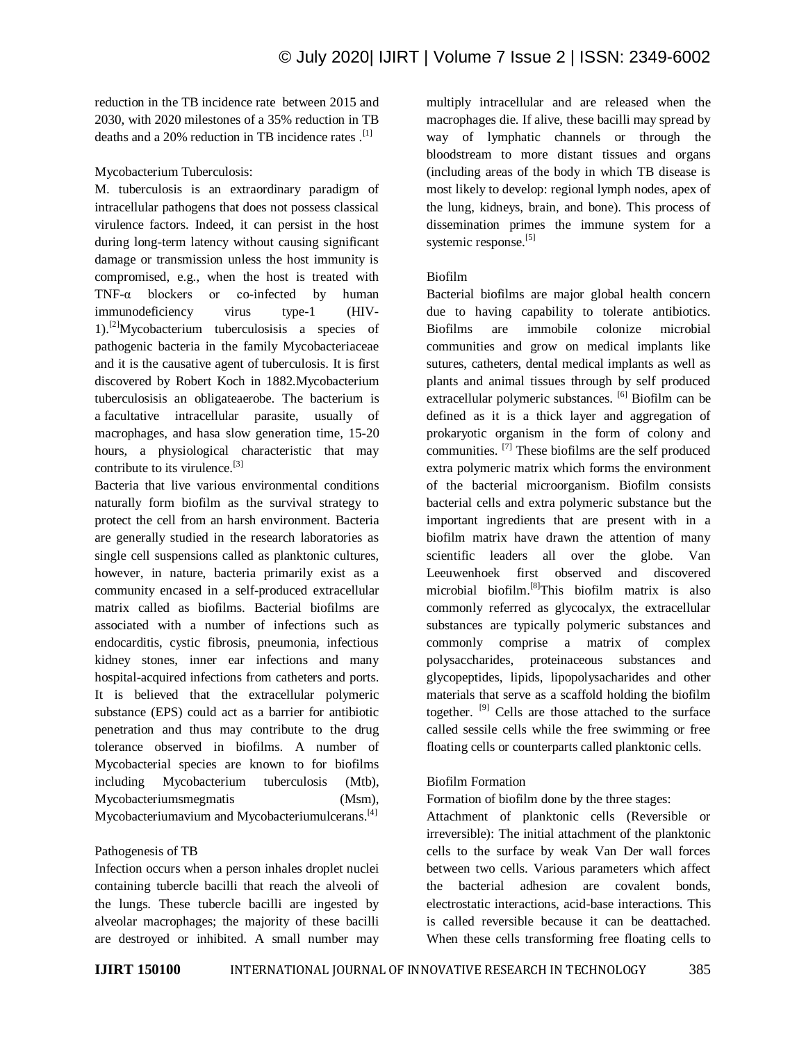reduction in the TB incidence rate between 2015 and 2030, with 2020 milestones of a 35% reduction in TB deaths and a 20% reduction in TB incidence rates .[1]

### Mycobacterium Tuberculosis:

M. tuberculosis is an extraordinary paradigm of intracellular pathogens that does not possess classical virulence factors. Indeed, it can persist in the host during long-term latency without causing significant damage or transmission unless the host immunity is compromised, e.g., when the host is treated with TNF-α blockers or co-infected by human immunodeficiency virus type-1 (HIV-1).[2]Mycobacterium tuberculosisis a species of pathogenic bacteria in the family Mycobacteriaceae and it is the causative agent of tuberculosis. It is first discovered by Robert Koch in 1882.Mycobacterium tuberculosisis an obligateaerobe. The bacterium is a facultative intracellular parasite, usually of macrophages, and hasa slow generation time, 15-20 hours, a physiological characteristic that may contribute to its virulence.[3]

Bacteria that live various environmental conditions naturally form biofilm as the survival strategy to protect the cell from an harsh environment. Bacteria are generally studied in the research laboratories as single cell suspensions called as planktonic cultures, however, in nature, bacteria primarily exist as a community encased in a self-produced extracellular matrix called as biofilms. Bacterial biofilms are associated with a number of infections such as endocarditis, cystic fibrosis, pneumonia, infectious kidney stones, inner ear infections and many hospital-acquired infections from catheters and ports. It is believed that the extracellular polymeric substance (EPS) could act as a barrier for antibiotic penetration and thus may contribute to the drug tolerance observed in biofilms. A number of Mycobacterial species are known to for biofilms including Mycobacterium tuberculosis (Mtb), Mycobacteriumsmegmatis (Msm), Mycobacteriumavium and Mycobacteriumulcerans.[4]

### Pathogenesis of TB

Infection occurs when a person inhales droplet nuclei containing tubercle bacilli that reach the alveoli of the lungs. These tubercle bacilli are ingested by alveolar macrophages; the majority of these bacilli are destroyed or inhibited. A small number may multiply intracellular and are released when the macrophages die. If alive, these bacilli may spread by way of lymphatic channels or through the bloodstream to more distant tissues and organs (including areas of the body in which TB disease is most likely to develop: regional lymph nodes, apex of the lung, kidneys, brain, and bone). This process of dissemination primes the immune system for a systemic response.[5]

### Biofilm

Bacterial biofilms are major global health concern due to having capability to tolerate antibiotics. Biofilms are immobile colonize microbial communities and grow on medical implants like sutures, catheters, dental medical implants as well as plants and animal tissues through by self produced extracellular polymeric substances. [6] Biofilm can be defined as it is a thick layer and aggregation of prokaryotic organism in the form of colony and communities. [7] These biofilms are the self produced extra polymeric matrix which forms the environment of the bacterial microorganism. Biofilm consists bacterial cells and extra polymeric substance but the important ingredients that are present with in a biofilm matrix have drawn the attention of many scientific leaders all over the globe. Van Leeuwenhoek first observed and discovered microbial biofilm.[8]This biofilm matrix is also commonly referred as glycocalyx, the extracellular substances are typically polymeric substances and commonly comprise a matrix of complex polysaccharides, proteinaceous substances and glycopeptides, lipids, lipopolysacharides and other materials that serve as a scaffold holding the biofilm together. [9] Cells are those attached to the surface called sessile cells while the free swimming or free floating cells or counterparts called planktonic cells.

### Biofilm Formation

Formation of biofilm done by the three stages:

Attachment of planktonic cells (Reversible or irreversible): The initial attachment of the planktonic cells to the surface by weak Van Der wall forces between two cells. Various parameters which affect the bacterial adhesion are covalent bonds, electrostatic interactions, acid-base interactions. This is called reversible because it can be deattached. When these cells transforming free floating cells to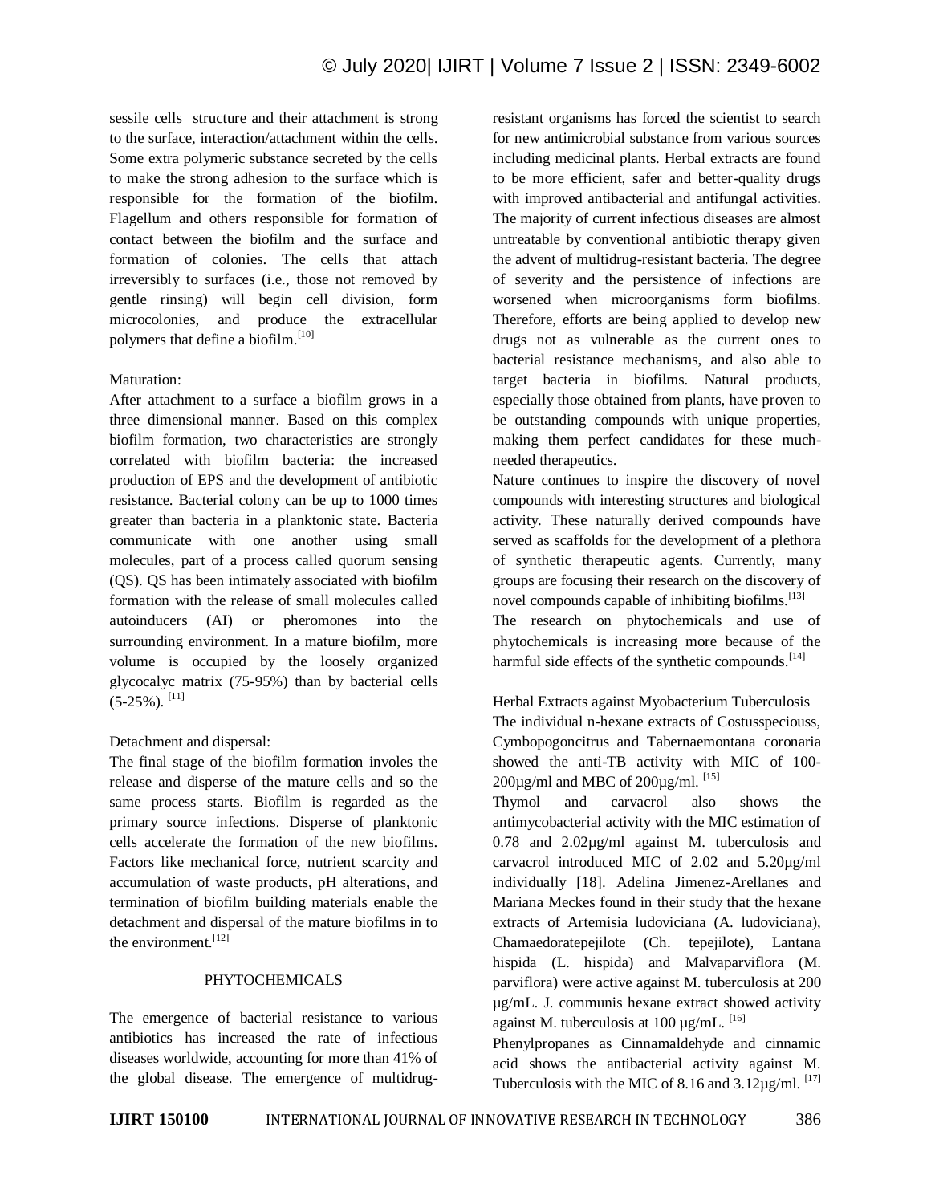sessile cells structure and their attachment is strong to the surface, interaction/attachment within the cells. Some extra polymeric substance secreted by the cells to make the strong adhesion to the surface which is responsible for the formation of the biofilm. Flagellum and others responsible for formation of contact between the biofilm and the surface and formation of colonies. The cells that attach irreversibly to surfaces (i.e., those not removed by gentle rinsing) will begin cell division, form microcolonies, and produce the extracellular polymers that define a biofilm.[10]

Maturation:

After attachment to a surface a biofilm grows in a three dimensional manner. Based on this complex biofilm formation, two characteristics are strongly correlated with biofilm bacteria: the increased production of EPS and the development of antibiotic resistance. Bacterial colony can be up to 1000 times greater than bacteria in a planktonic state. Bacteria communicate with one another using small molecules, part of a process called quorum sensing (QS). QS has been intimately associated with biofilm formation with the release of small molecules called autoinducers (AI) or pheromones into the surrounding environment. In a mature biofilm, more volume is occupied by the loosely organized glycocalyc matrix (75-95%) than by bacterial cells (5-25%). [11]

Detachment and dispersal:

The final stage of the biofilm formation involes the release and disperse of the mature cells and so the same process starts. Biofilm is regarded as the primary source infections. Disperse of planktonic cells accelerate the formation of the new biofilms. Factors like mechanical force, nutrient scarcity and accumulation of waste products, pH alterations, and termination of biofilm building materials enable the detachment and dispersal of the mature biofilms in to the environment.[12]

## PHYTOCHEMICALS

The emergence of bacterial resistance to various antibiotics has increased the rate of infectious diseases worldwide, accounting for more than 41% of the global disease. The emergence of multidrug-resistant organisms has forced the scientist to search for new antimicrobial substance from various sources including medicinal plants. Herbal extracts are found to be more efficient, safer and better-quality drugs with improved antibacterial and antifungal activities. The majority of current infectious diseases are almost untreatable by conventional antibiotic therapy given the advent of multidrug-resistant bacteria. The degree of severity and the persistence of infections are worsened when microorganisms form biofilms. Therefore, efforts are being applied to develop new drugs not as vulnerable as the current ones to bacterial resistance mechanisms, and also able to target bacteria in biofilms. Natural products, especially those obtained from plants, have proven to be outstanding compounds with unique properties, making them perfect candidates for these much-needed therapeutics.

Nature continues to inspire the discovery of novel compounds with interesting structures and biological activity. These naturally derived compounds have served as scaffolds for the development of a plethora of synthetic therapeutic agents. Currently, many groups are focusing their research on the discovery of novel compounds capable of inhibiting biofilms.[13]

The research on phytochemicals and use of phytochemicals is increasing more because of the harmful side effects of the synthetic compounds.[14]

Herbal Extracts against Myobacterium Tuberculosis

The individual n-hexane extracts of Costusspeciouss, Cymbopogoncitrus and Tabernaemontana coronaria showed the anti-TB activity with MIC of 100-200µg/ml and MBC of 200µg/ml. [15]

Thymol and carvacrol also shows the antimycobacterial activity with the MIC estimation of 0.78 and 2.02µg/ml against M. tuberculosis and carvacrol introduced MIC of 2.02 and 5.20µg/ml individually [18]. Adelina Jimenez-Arellanes and Mariana Meckes found in their study that the hexane extracts of Artemisia ludoviciana (A. ludoviciana), Chamaedoratepejilote (Ch. tepejilote), Lantana hispida (L. hispida) and Malvaparviflora (M. parviflora) were active against M. tuberculosis at 200 µg/mL. J. communis hexane extract showed activity against M. tuberculosis at 100 µg/mL. [16]

Phenylpropanes as Cinnamaldehyde and cinnamic acid shows the antibacterial activity against M. Tuberculosis with the MIC of 8.16 and 3.12µg/ml. [17]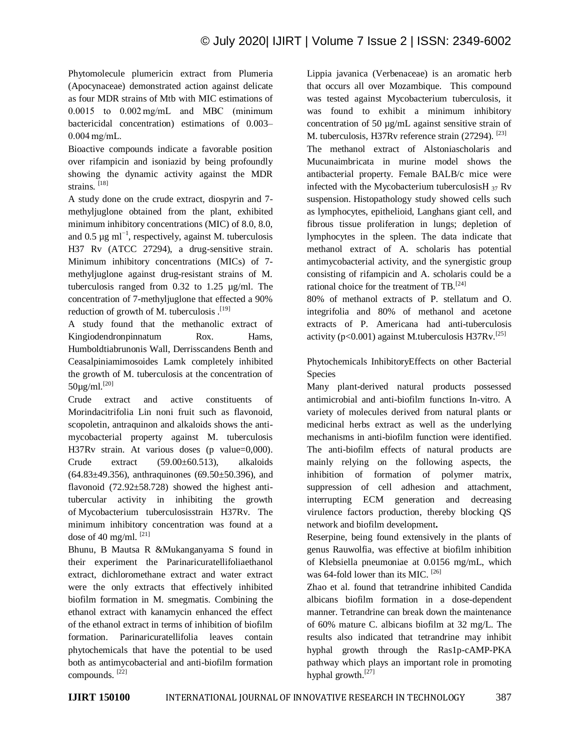Phytomolecule plumericin extract from Plumeria (Apocynaceae) demonstrated action against delicate as four MDR strains of Mtb with MIC estimations of 0.0015 to 0.002 mg/mL and MBC (minimum bactericidal concentration) estimations of 0.003–0.004 mg/mL.

Bioactive compounds indicate a favorable position over rifampicin and isoniazid by being profoundly showing the dynamic activity against the MDR strains. [18]

A study done on the crude extract, diospyrin and 7-methyljuglone obtained from the plant, exhibited minimum inhibitory concentrations (MIC) of 8.0, 8.0, and 0.5 µg $ml^{-1}$, respectively, against M. tuberculosis H37 Rv (ATCC 27294), a drug-sensitive strain. Minimum inhibitory concentrations (MICs) of 7-methyljuglone against drug-resistant strains of M. tuberculosis ranged from 0.32 to 1.25 µg/ml. The concentration of 7-methyljuglone that effected a 90% reduction of growth of M. tuberculosis .[19]

A study found that the methanolic extract of Kingiodendronpinnatum Rox. Hams, Humboldtiabrunonis Wall, Derrisscandens Benth and Ceasalpiniamimosoides Lamk completely inhibited the growth of M. tuberculosis at the concentration of 50µg/ml.[20]

Crude extract and active constituents of Morindacitrifolia Lin noni fruit such as flavonoid, scopoletin, antraquinon and alkaloids shows the anti-mycobacterial property against M. tuberculosis H37Rv strain. At various doses (p value=0,000). Crude extract (59.00±60.513), alkaloids (64.83±49.356), anthraquinones (69.50±50.396), and flavonoid (72.92±58.728) showed the highest anti-tubercular activity in inhibiting the growth of Mycobacterium tuberculosisstrain H37Rv. The minimum inhibitory concentration was found at a dose of 40 mg/ml. [21]

Bhunu, B Mautsa R &Mukanganyama S found in their experiment the Parinaricuratellifoliaethanol extract, dichloromethane extract and water extract were the only extracts that effectively inhibited biofilm formation in M. smegmatis. Combining the ethanol extract with kanamycin enhanced the effect of the ethanol extract in terms of inhibition of biofilm formation. Parinaricuratellifolia leaves contain phytochemicals that have the potential to be used both as antimycobacterial and anti-biofilm formation compounds. [22]

Lippia javanica (Verbenaceae) is an aromatic herb that occurs all over Mozambique. This compound was tested against Mycobacterium tuberculosis, it was found to exhibit a minimum inhibitory concentration of 50 µg/mL against sensitive strain of M. tuberculosis, H37Rv reference strain (27294). [23]

The methanol extract of Alstoniascholaris and Mucunaimbricata in murine model shows the antibacterial property. Female BALB/c mice were infected with the Mycobacterium tuberculosis$H_{37}$ Rv suspension. Histopathology study showed cells such as lymphocytes, epithelioid, Langhans giant cell, and fibrous tissue proliferation in lungs; depletion of lymphocytes in the spleen. The data indicate that methanol extract of A. scholaris has potential antimycobacterial activity, and the synergistic group consisting of rifampicin and A. scholaris could be a rational choice for the treatment of TB.[24]

80% of methanol extracts of P. stellatum and O. integrifolia and 80% of methanol and acetone extracts of P. Americana had anti-tuberculosis activity ($p<0.001$) against M.tuberculosis H37Rv.[25]

Phytochemicals InhibitoryEffects on other Bacterial Species

Many plant-derived natural products possessed antimicrobial and anti-biofilm functions In-vitro. A variety of molecules derived from natural plants or medicinal herbs extract as well as the underlying mechanisms in anti-biofilm function were identified. The anti-biofilm effects of natural products are mainly relying on the following aspects, the inhibition of formation of polymer matrix, suppression of cell adhesion and attachment, interrupting ECM generation and decreasing virulence factors production, thereby blocking QS network and biofilm development**.**

Reserpine, being found extensively in the plants of genus Rauwolfia, was effective at biofilm inhibition of Klebsiella pneumoniae at 0.0156 mg/mL, which was 64-fold lower than its MIC. [26]

Zhao et al. found that tetrandrine inhibited Candida albicans biofilm formation in a dose-dependent manner. Tetrandrine can break down the maintenance of 60% mature C. albicans biofilm at 32 mg/L. The results also indicated that tetrandrine may inhibit hyphal growth through the Ras1p-cAMP-PKA pathway which plays an important role in promoting hyphal growth.[27]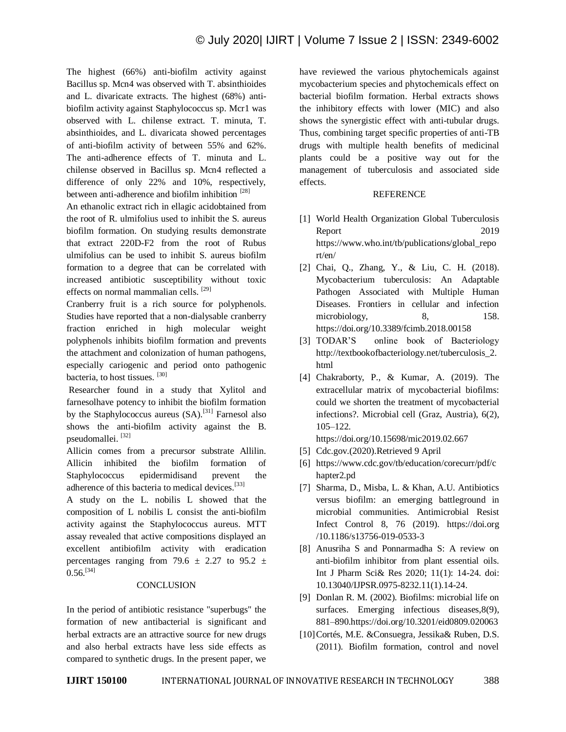The highest (66%) anti-biofilm activity against Bacillus sp. Mcn4 was observed with T. absinthioides and L. divaricate extracts. The highest (68%) anti-biofilm activity against Staphylococcus sp. Mcr1 was observed with L. chilense extract. T. minuta, T. absinthioides, and L. divaricata showed percentages of anti-biofilm activity of between 55% and 62%. The anti-adherence effects of T. minuta and L. chilense observed in Bacillus sp. Mcn4 reflected a difference of only 22% and 10%, respectively, between anti-adherence and biofilm inhibition [28]

An ethanolic extract rich in ellagic acidobtained from the root of R. ulmifolius used to inhibit the S. aureus biofilm formation. On studying results demonstrate that extract 220D-F2 from the root of Rubus ulmifolius can be used to inhibit S. aureus biofilm formation to a degree that can be correlated with increased antibiotic susceptibility without toxic effects on normal mammalian cells. [29]

Cranberry fruit is a rich source for polyphenols. Studies have reported that a non-dialysable cranberry fraction enriched in high molecular weight polyphenols inhibits biofilm formation and prevents the attachment and colonization of human pathogens, especially cariogenic and period onto pathogenic bacteria, to host tissues. [30]

Researcher found in a study that Xylitol and farnesolhave potency to inhibit the biofilm formation by the Staphylococcus aureus (SA).[31] Farnesol also shows the anti-biofilm activity against the B. pseudomallei. [32]

Allicin comes from a precursor substrate Allilin. Allicin inhibited the biofilm formation of Staphylococcus epidermidisand prevent the adherence of this bacteria to medical devices.[33]

A study on the L. nobilis L showed that the composition of L nobilis L consist the anti-biofilm activity against the Staphylococcus aureus. MTT assay revealed that active compositions displayed an excellent antibiofilm activity with eradication percentages ranging from 79.6 ± 2.27 to 95.2 ± 0.56.[34]

## CONCLUSION

In the period of antibiotic resistance "superbugs" the formation of new antibacterial is significant and herbal extracts are an attractive source for new drugs and also herbal extracts have less side effects as compared to synthetic drugs. In the present paper, we have reviewed the various phytochemicals against mycobacterium species and phytochemicals effect on bacterial biofilm formation. Herbal extracts shows the inhibitory effects with lower (MIC) and also shows the synergistic effect with anti-tubular drugs. Thus, combining target specific properties of anti-TB drugs with multiple health benefits of medicinal plants could be a positive way out for the management of tuberculosis and associated side effects.

## REFERENCE

[1] World Health Organization Global Tuberculosis Report 2019 https://www.who.int/tb/publications/global_report/en/

[2] Chai, Q., Zhang, Y., & Liu, C. H. (2018). Mycobacterium tuberculosis: An Adaptable Pathogen Associated with Multiple Human Diseases. Frontiers in cellular and infection microbiology, 8, 158. https://doi.org/10.3389/fcimb.2018.00158

[3] TODAR'S online book of Bacteriology http://textbookofbacteriology.net/tuberculosis_2.html

[4] Chakraborty, P., & Kumar, A. (2019). The extracellular matrix of mycobacterial biofilms: could we shorten the treatment of mycobacterial infections?. Microbial cell (Graz, Austria), 6(2), 105–122. https://doi.org/10.15698/mic2019.02.667

[5] Cdc.gov.(2020).Retrieved 9 April

[6] https://www.cdc.gov/tb/education/corecurr/pdf/chapter2.pd

[7] Sharma, D., Misba, L. & Khan, A.U. Antibiotics versus biofilm: an emerging battleground in microbial communities. Antimicrobial Resist Infect Control 8, 76 (2019). https://doi.org /10.1186/s13756-019-0533-3

[8] Anusriha S and Ponnarmadha S: A review on anti-biofilm inhibitor from plant essential oils. Int J Pharm Sci& Res 2020; 11(1): 14-24. doi: 10.13040/IJPSR.0975-8232.11(1).14-24.

[9] Donlan R. M. (2002). Biofilms: microbial life on surfaces. Emerging infectious diseases,8(9), 881–890.https://doi.org/10.3201/eid0809.020063

[10] Cortés, M.E. &Consuegra, Jessika& Ruben, D.S. (2011). Biofilm formation, control and novel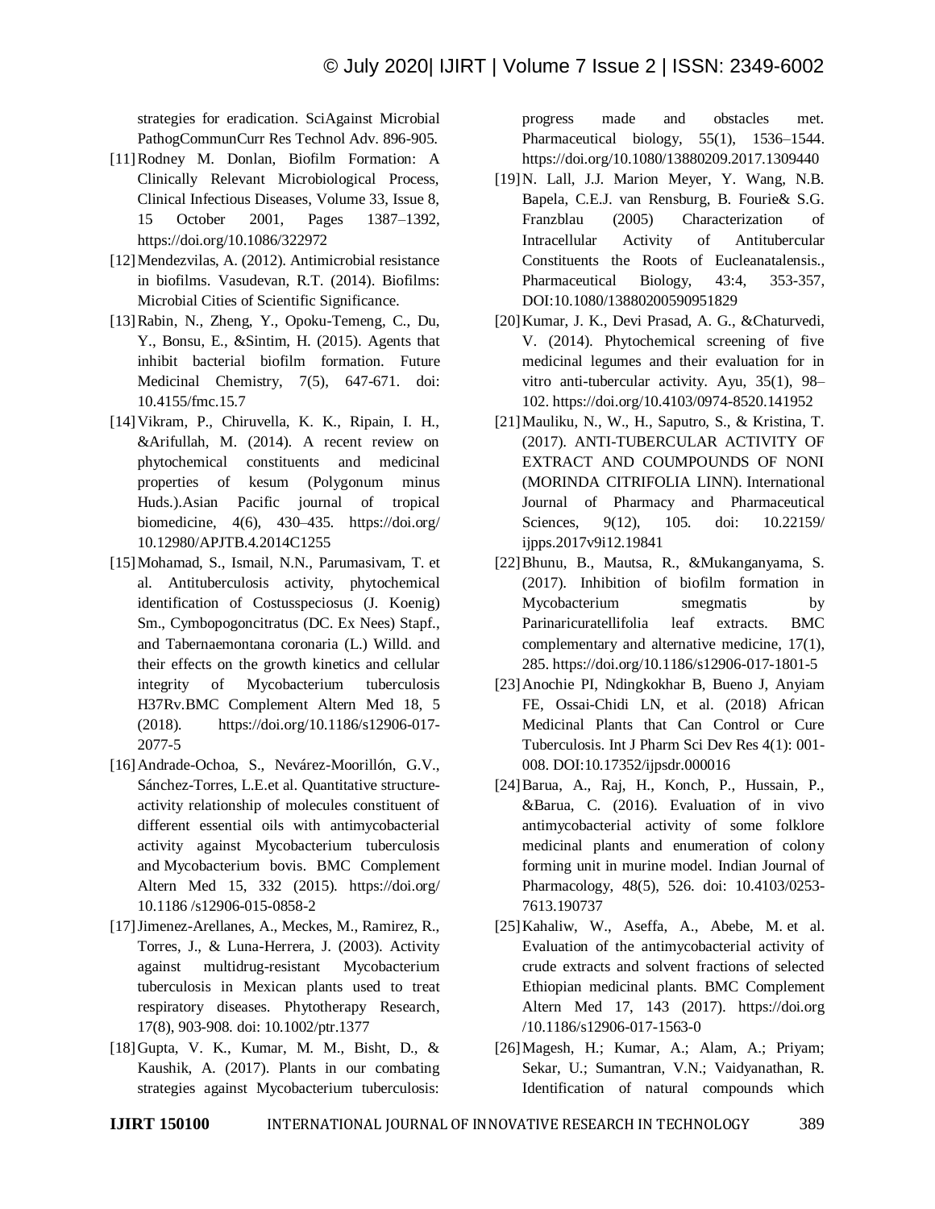strategies for eradication. SciAgainst Microbial PathogCommunCurr Res Technol Adv. 896-905.

[11] Rodney M. Donlan, Biofilm Formation: A Clinically Relevant Microbiological Process, Clinical Infectious Diseases, Volume 33, Issue 8, 15 October 2001, Pages 1387–1392, https://doi.org/10.1086/322972

[12] Mendezvilas, A. (2012). Antimicrobial resistance in biofilms. Vasudevan, R.T. (2014). Biofilms: Microbial Cities of Scientific Significance.

[13] Rabin, N., Zheng, Y., Opoku-Temeng, C., Du, Y., Bonsu, E., &Sintim, H. (2015). Agents that inhibit bacterial biofilm formation. Future Medicinal Chemistry, 7(5), 647-671. doi: 10.4155/fmc.15.7

[14] Vikram, P., Chiruvella, K. K., Ripain, I. H., &Arifullah, M. (2014). A recent review on phytochemical constituents and medicinal properties of kesum (Polygonum minus Huds.).Asian Pacific journal of tropical biomedicine, 4(6), 430–435. https://doi.org/ 10.12980/APJTB.4.2014C1255

[15] Mohamad, S., Ismail, N.N., Parumasivam, T. et al. Antituberculosis activity, phytochemical identification of Costusspeciosus (J. Koenig) Sm., Cymbopogoncitratus (DC. Ex Nees) Stapf., and Tabernaemontana coronaria (L.) Willd. and their effects on the growth kinetics and cellular integrity of Mycobacterium tuberculosis H37Rv.BMC Complement Altern Med 18, 5 (2018). https://doi.org/10.1186/s12906-017-2077-5

[16] Andrade-Ochoa, S., Nevárez-Moorillón, G.V., Sánchez-Torres, L.E.et al. Quantitative structure-activity relationship of molecules constituent of different essential oils with antimycobacterial activity against Mycobacterium tuberculosis and Mycobacterium bovis. BMC Complement Altern Med 15, 332 (2015). https://doi.org/ 10.1186 /s12906-015-0858-2

[17] Jimenez-Arellanes, A., Meckes, M., Ramirez, R., Torres, J., & Luna-Herrera, J. (2003). Activity against multidrug-resistant Mycobacterium tuberculosis in Mexican plants used to treat respiratory diseases. Phytotherapy Research, 17(8), 903-908. doi: 10.1002/ptr.1377

[18] Gupta, V. K., Kumar, M. M., Bisht, D., & Kaushik, A. (2017). Plants in our combating strategies against Mycobacterium tuberculosis: progress made and obstacles met. Pharmaceutical biology, 55(1), 1536–1544. https://doi.org/10.1080/13880209.2017.1309440

[19] N. Lall, J.J. Marion Meyer, Y. Wang, N.B. Bapela, C.E.J. van Rensburg, B. Fourie& S.G. Franzblau (2005) Characterization of Intracellular Activity of Antitubercular Constituents the Roots of Eucleanatalensis., Pharmaceutical Biology, 43:4, 353-357, DOI:10.1080/13880200590951829

[20] Kumar, J. K., Devi Prasad, A. G., &Chaturvedi, V. (2014). Phytochemical screening of five medicinal legumes and their evaluation for in vitro anti-tubercular activity. Ayu, 35(1), 98–102. https://doi.org/10.4103/0974-8520.141952

[21] Mauliku, N., W., H., Saputro, S., & Kristina, T. (2017). ANTI-TUBERCULAR ACTIVITY OF EXTRACT AND COUMPOUNDS OF NONI (MORINDA CITRIFOLIA LINN). International Journal of Pharmacy and Pharmaceutical Sciences, 9(12), 105. doi: 10.22159/ ijpps.2017v9i12.19841

[22] Bhunu, B., Mautsa, R., &Mukanganyama, S. (2017). Inhibition of biofilm formation in Mycobacterium smegmatis by Parinaricuratellifolia leaf extracts. BMC complementary and alternative medicine, 17(1), 285. https://doi.org/10.1186/s12906-017-1801-5

[23] Anochie PI, Ndingkokhar B, Bueno J, Anyiam FE, Ossai-Chidi LN, et al. (2018) African Medicinal Plants that Can Control or Cure Tuberculosis. Int J Pharm Sci Dev Res 4(1): 001-008. DOI:10.17352/ijpsdr.000016

[24] Barua, A., Raj, H., Konch, P., Hussain, P., &Barua, C. (2016). Evaluation of in vivo antimycobacterial activity of some folklore medicinal plants and enumeration of colony forming unit in murine model. Indian Journal of Pharmacology, 48(5), 526. doi: 10.4103/0253-7613.190737

[25] Kahaliw, W., Aseffa, A., Abebe, M. et al. Evaluation of the antimycobacterial activity of crude extracts and solvent fractions of selected Ethiopian medicinal plants. BMC Complement Altern Med 17, 143 (2017). https://doi.org /10.1186/s12906-017-1563-0

[26] Magesh, H.; Kumar, A.; Alam, A.; Priyam; Sekar, U.; Sumantran, V.N.; Vaidyanathan, R. Identification of natural compounds which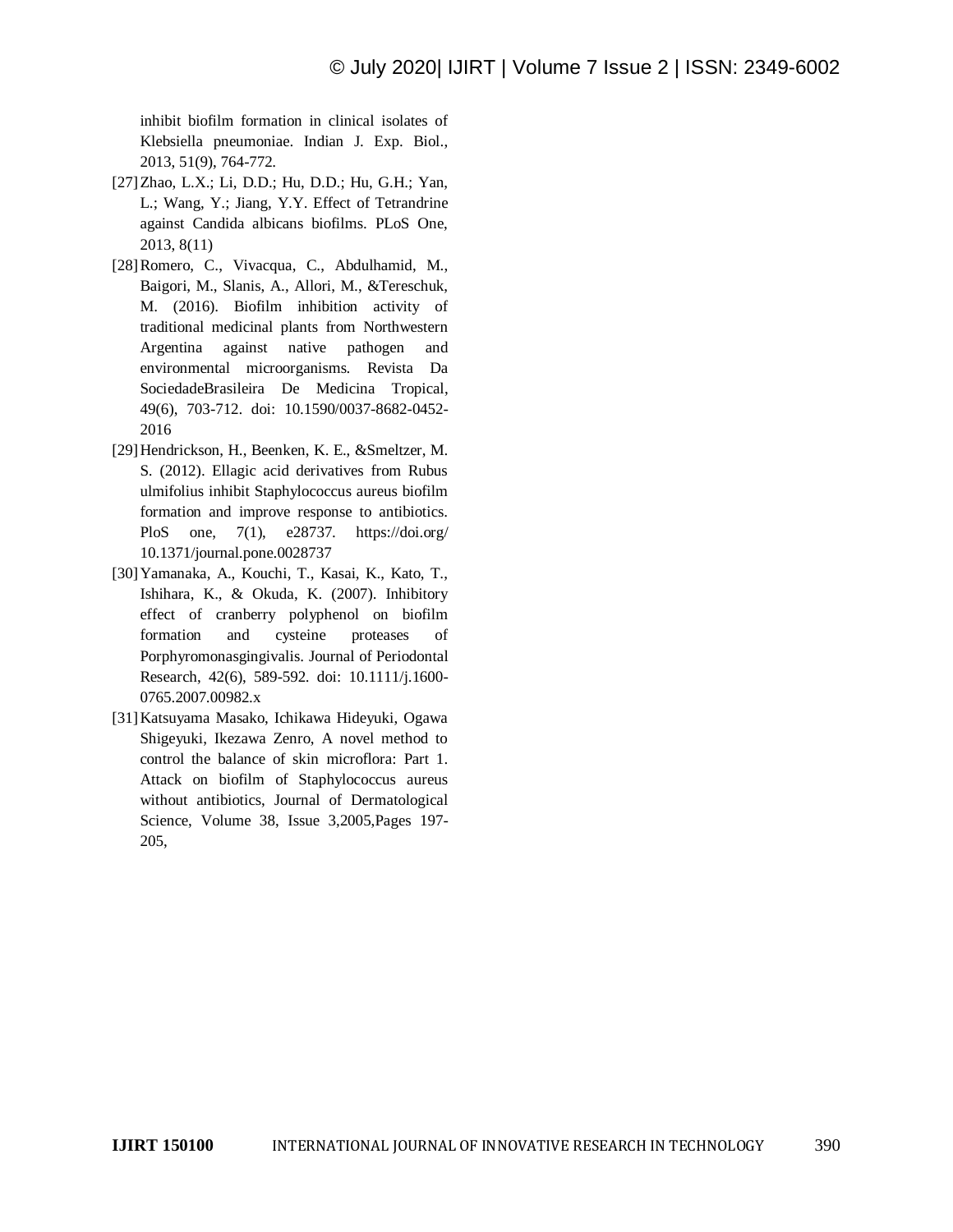inhibit biofilm formation in clinical isolates of Klebsiella pneumoniae. Indian J. Exp. Biol., 2013, 51(9), 764-772.

[27] Zhao, L.X.; Li, D.D.; Hu, D.D.; Hu, G.H.; Yan, L.; Wang, Y.; Jiang, Y.Y. Effect of Tetrandrine against Candida albicans biofilms. PLoS One, 2013, 8(11)

[28] Romero, C., Vivacqua, C., Abdulhamid, M., Baigori, M., Slanis, A., Allori, M., &Tereschuk, M. (2016). Biofilm inhibition activity of traditional medicinal plants from Northwestern Argentina against native pathogen and environmental microorganisms. Revista Da SociedadeBrasileira De Medicina Tropical, 49(6), 703-712. doi: 10.1590/0037-8682-0452-2016

[29] Hendrickson, H., Beenken, K. E., &Smeltzer, M. S. (2012). Ellagic acid derivatives from Rubus ulmifolius inhibit Staphylococcus aureus biofilm formation and improve response to antibiotics. PloS one, 7(1), e28737. https://doi.org/10.1371/journal.pone.0028737

[30] Yamanaka, A., Kouchi, T., Kasai, K., Kato, T., Ishihara, K., & Okuda, K. (2007). Inhibitory effect of cranberry polyphenol on biofilm formation and cysteine proteases of Porphyromonasgingivalis. Journal of Periodontal Research, 42(6), 589-592. doi: 10.1111/j.1600-0765.2007.00982.x

[31] Katsuyama Masako, Ichikawa Hideyuki, Ogawa Shigeyuki, Ikezawa Zenro, A novel method to control the balance of skin microflora: Part 1. Attack on biofilm of Staphylococcus aureus without antibiotics, Journal of Dermatological Science, Volume 38, Issue 3,2005,Pages 197-205,